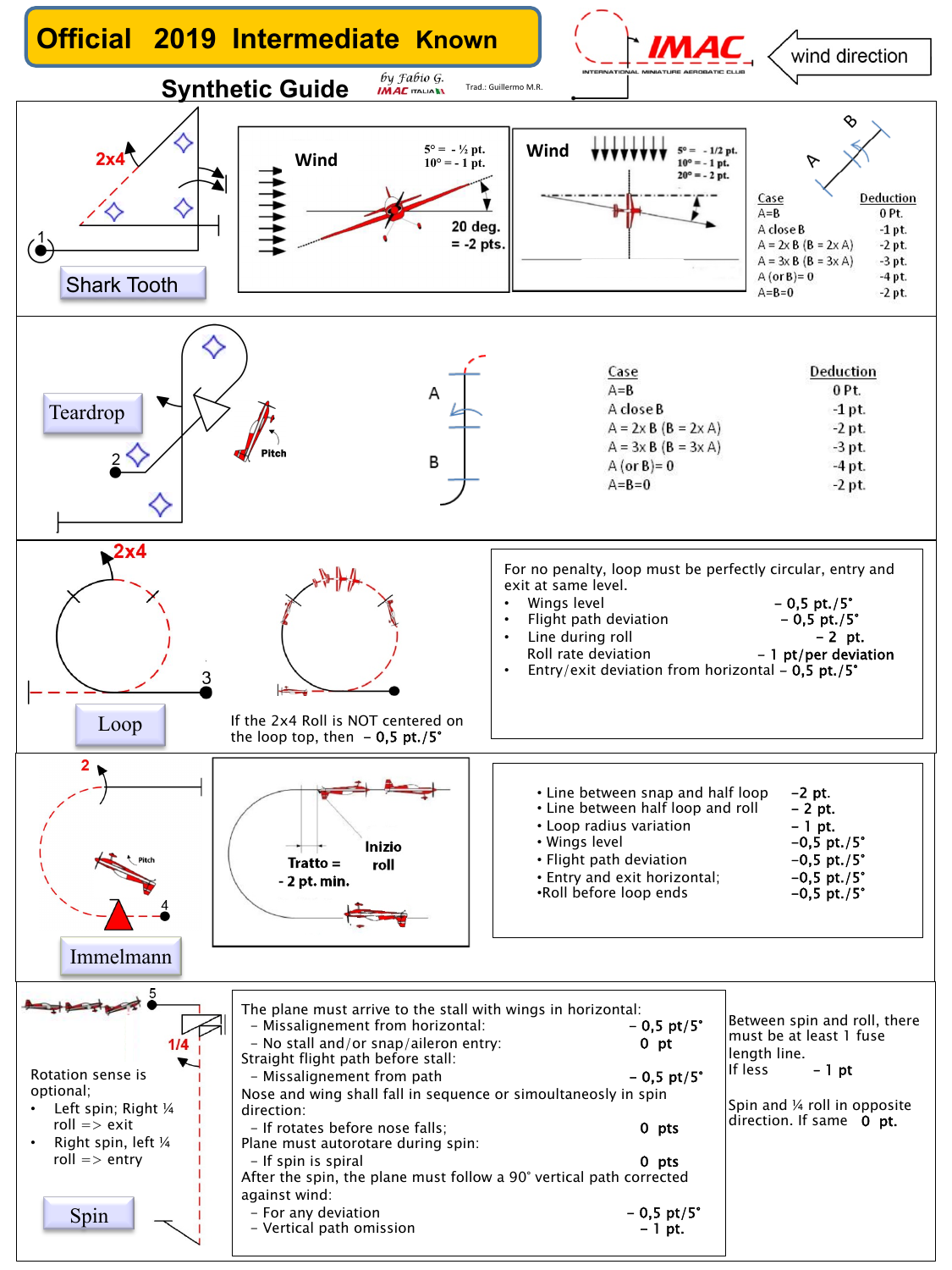# Official 2019 Intermediate Known

## Synthetic Guide

*by Fabio G.* IMAC ITALIA

Trad.: Guillermo M.R.

IMAC — INTERNATIONAL MINIATURE AEROBATIC CLUB

wind direction

---

### Shark Tooth

2x4

1

Wind

5° = - ½ pt.
10° = - 1 pt.

20 deg.
= -2 pts.

Wind

5° = - 1/2 pt.
10° = - 1 pt.
20° = - 2 pt.

A B

| Case | Deduction |
|---|---|
| A=B | 0 Pt. |
| A close B | -1 pt. |
| A = 2x B (B = 2x A) | -2 pt. |
| A = 3x B (B = 3x A) | -3 pt. |
| A (or B)= 0 | -4 pt. |
| A=B=0 | -2 pt. |

---

### Teardrop

2

Pitch

A

B

| Case | Deduction |
|---|---|
| A=B | 0 Pt. |
| A close B | -1 pt. |
| A = 2x B (B = 2x A) | -2 pt. |
| A = 3x B (B = 3x A) | -3 pt. |
| A (or B)= 0 | -4 pt. |
| A=B=0 | -2 pt. |

---

### Loop

2x4

3

If the 2x4 Roll is NOT centered on the loop top, then – 0,5 pt./5°

For no penalty, loop must be perfectly circular, entry and exit at same level.

- Wings level – 0,5 pt./5°
- Flight path deviation – 0,5 pt./5°
- Line during roll – 2 pt.
  Roll rate deviation – 1 pt/per deviation
- Entry/exit deviation from horizontal – 0,5 pt./5°

---

### Immelmann

2

Pitch

4

Tratto = - 2 pt. min.

Inizio roll

- Line between snap and half loop -2 pt.
- Line between half loop and roll – 2 pt.
- Loop radius variation – 1 pt.
- Wings level –0,5 pt./5°
- Flight path deviation –0,5 pt./5°
- Entry and exit horizontal; –0,5 pt./5°
- Roll before loop ends –0,5 pt./5°

---

### Spin

5

1/4

Rotation sense is optional;

- Left spin; Right ¼ roll => exit
- Right spin, left ¼ roll => entry

The plane must arrive to the stall with wings in horizontal:
- Missalignement from horizontal: – 0,5 pt/5°
- No stall and/or snap/aileron entry: 0 pt

Straight flight path before stall:
- Missalignement from path – 0,5 pt/5°

Nose and wing shall fall in sequence or simoultaneosly in spin direction:
- If rotates before nose falls; 0 pts

Plane must autorotare during spin:
- If spin is spiral 0 pts

After the spin, the plane must follow a 90° vertical path corrected against wind:
- For any deviation – 0,5 pt/5°
- Vertical path omission – 1 pt.

Between spin and roll, there must be at least 1 fuse length line.
If less – 1 pt

Spin and ¼ roll in opposite direction. If same 0 pt.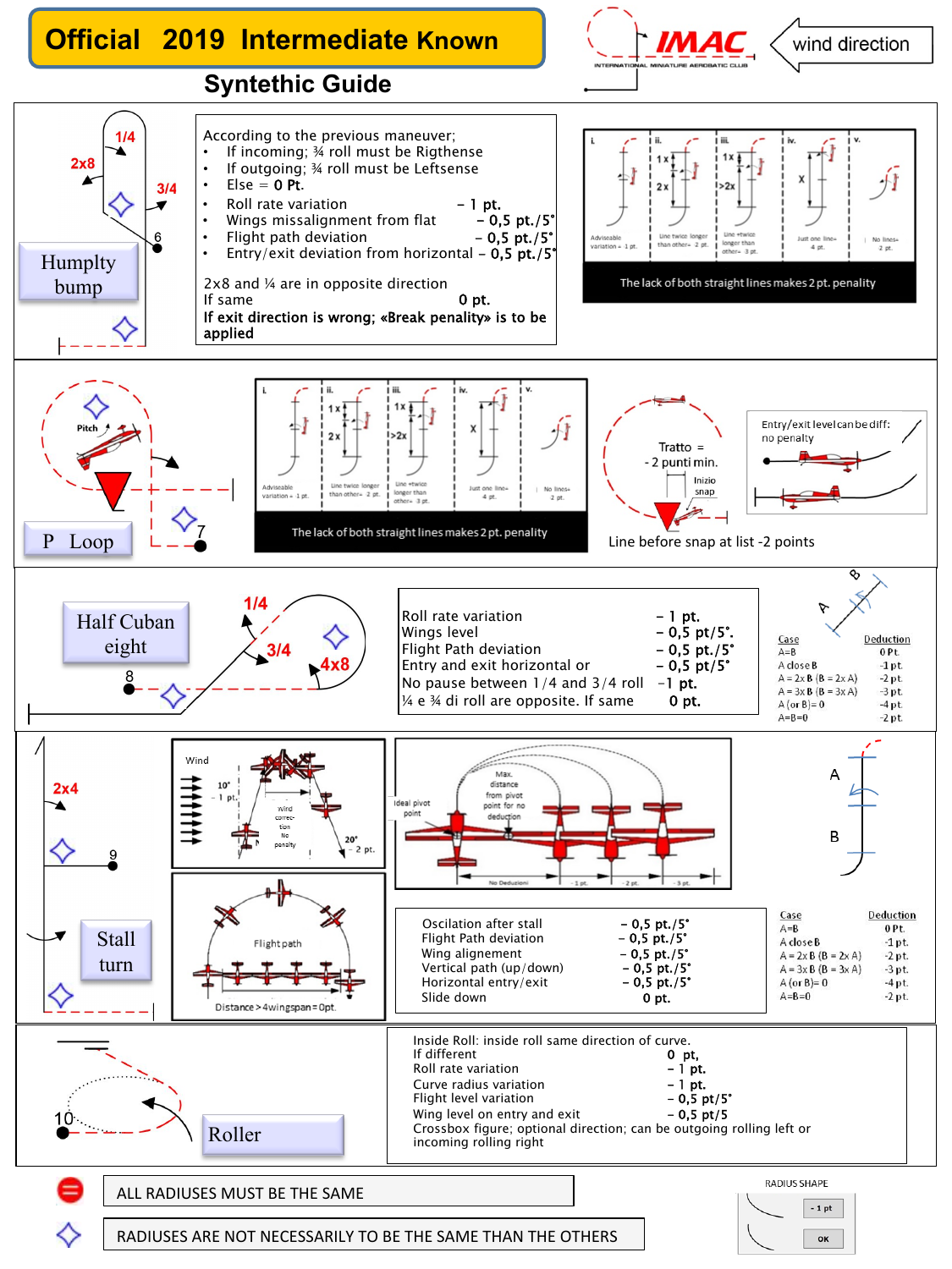# Official 2019 Intermediate Known

## Syntethic Guide

IMAC INTERNATIONAL MINIATURE AEROBATIC CLUB

wind direction

### Humplty bump

1/4

2x8

3/4

6

According to the previous maneuver;

- If incoming; ¾ roll must be Rigthense
- If outgoing; ¾ roll must be Leftsense
- Else = 0 Pt.
- Roll rate variation – 1 pt.
- Wings missalignment from flat – 0,5 pt./5°
- Flight path deviation – 0,5 pt./5°
- Entry/exit deviation from horizontal – 0,5 pt./5°

2x8 and ¼ are in opposite direction

If same 0 pt.

**If exit direction is wrong; «Break penality» is to be applied**

i. Adviseable variation = 1 pt.
ii. 1x 2x Line twice longer than other= 2 pt.
iii. 1x >2x Line +twice longer than other= 3 pt.
iv. X Just one line= 4 pt.
v. No lines= 2 pt.

The lack of both straight lines makes 2 pt. penality

### P Loop

Pitch

7

i. Adviseable variation = 1 pt.
ii. 1x 2x Line twice longer than other= 2 pt.
iii. 1x >2x Line +twice longer than other= 3 pt.
iv. X Just one line= 4 pt.
v. No lines= 2 pt.

The lack of both straight lines makes 2 pt. penality

Tratto = - 2 punti min.

Inizio snap

Line before snap at list -2 points

Entry/exit level can be diff: no penalty

### Half Cuban eight

1/4

3/4

4x8

8

| | |
|---|---|
| Roll rate variation | – 1 pt. |
| Wings level | – 0,5 pt/5°. |
| Flight Path deviation | – 0,5 pt./5° |
| Entry and exit horizontal or | – 0,5 pt/5° |
| No pause between 1/4 and 3/4 roll | –1 pt. |
| ¼ e ¾ di roll are opposite. If same | 0 pt. |

B A

| Case | Deduction |
|---|---|
| A=B | 0 Pt. |
| A close B | -1 pt. |
| A = 2x B (B = 2x A) | -2 pt. |
| A = 3x B (B = 3x A) | -3 pt. |
| A (or B)= 0 | -4 pt. |
| A=B=0 | -2 pt. |

### Stall turn

2x4

9

Wind

10° - 1 pt.

Wind correction No penalty

20° - 2 pt.

Ideal pivot point

Max. distance from pivot point for no deduction

No Deduzioni -1 pt. -2 pt. -3 pt.

Flight path

Distance > 4 wingspan = 0 pt.

| | |
|---|---|
| Oscilation after stall | – 0,5 pt./5° |
| Flight Path deviation | – 0,5 pt./5° |
| Wing alignement | – 0,5 pt./5° |
| Vertical path (up/down) | – 0,5 pt./5° |
| Horizontal entry/exit | – 0,5 pt./5° |
| Slide down | 0 pt. |

A

B

| Case | Deduction |
|---|---|
| A=B | 0 Pt. |
| A close B | -1 pt. |
| A = 2x B (B = 2x A) | -2 pt. |
| A = 3x B (B = 3x A) | -3 pt. |
| A (or B)= 0 | -4 pt. |
| A=B=0 | -2 pt. |

### Roller

10

Inside Roll: inside roll same direction of curve.

| | |
|---|---|
| If different | 0 pt, |
| Roll rate variation | - 1 pt. |
| Curve radius variation | - 1 pt. |
| Flight level variation | - 0,5 pt/5° |
| Wing level on entry and exit | - 0,5 pt/5 |

Crossbox figure; optional direction; can be outgoing rolling left or incoming rolling right

ALL RADIUSES MUST BE THE SAME

RADIUSES ARE NOT NECESSARILY TO BE THE SAME THAN THE OTHERS

RADIUS SHAPE

- 1 pt

OK